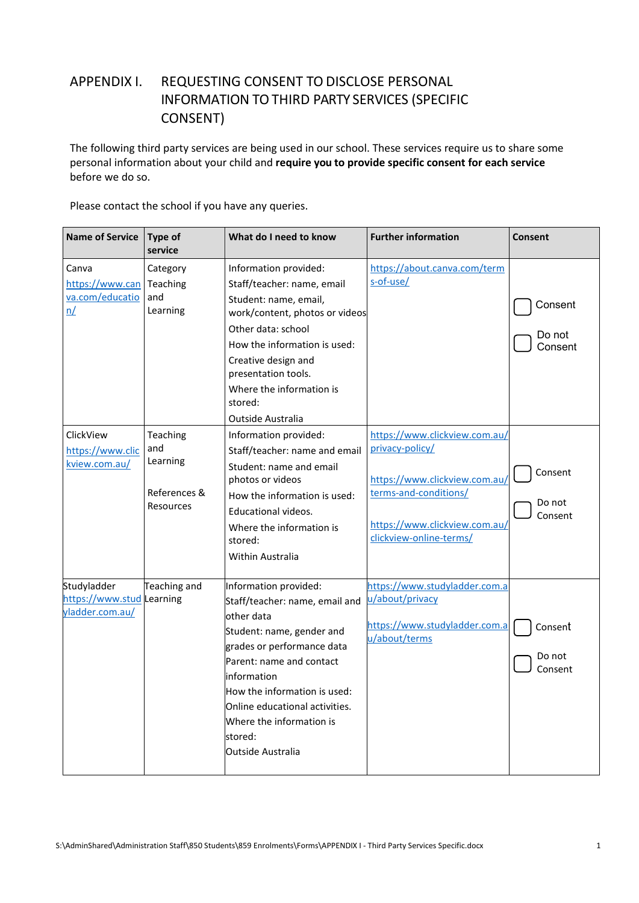# APPENDIX I. REQUESTING CONSENT TO DISCLOSE PERSONAL INFORMATION TO THIRD PARTY SERVICES (SPECIFIC CONSENT)

The following third party services are being used in our school. These services require us to share some personal information about your child and **require you to provide specific consent for each service** before we do so.

Please contact the school if you have any queries.

| Name of Service | Type of service | What do I need to know | Further information | Consent |
|---|---|---|---|---|
| Canva<br>https://www.canva.com/education/ | Category<br>Teaching and Learning | Information provided:<br>Staff/teacher: name, email<br>Student: name, email, work/content, photos or videos<br>Other data: school<br>How the information is used:<br>Creative design and presentation tools.<br>Where the information is stored:<br>Outside Australia | https://about.canva.com/terms-of-use/ | ☐ Consent<br>☐ Do not Consent |
| ClickView<br>https://www.clickview.com.au/ | Teaching and Learning<br><br>References & Resources | Information provided:<br>Staff/teacher: name and email<br>Student: name and email photos or videos<br>How the information is used:<br>Educational videos.<br>Where the information is stored:<br>Within Australia | https://www.clickview.com.au/privacy-policy/<br><br>https://www.clickview.com.au/terms-and-conditions/<br><br>https://www.clickview.com.au/clickview-online-terms/ | ☐ Consent<br>☐ Do not Consent |
| Studyladder<br>https://www.studyladder.com.au/ | Teaching and Learning | Information provided:<br>Staff/teacher: name, email and other data<br>Student: name, gender and grades or performance data<br>Parent: name and contact information<br>How the information is used:<br>Online educational activities.<br>Where the information is stored:<br>Outside Australia | https://www.studyladder.com.au/about/privacy<br><br>https://www.studyladder.com.au/about/terms | ☐ Consent<br>☐ Do not Consent |

S:\AdminShared\Administration Staff\850 Students\859 Enrolments\Forms\APPENDIX I - Third Party Services Specific.docx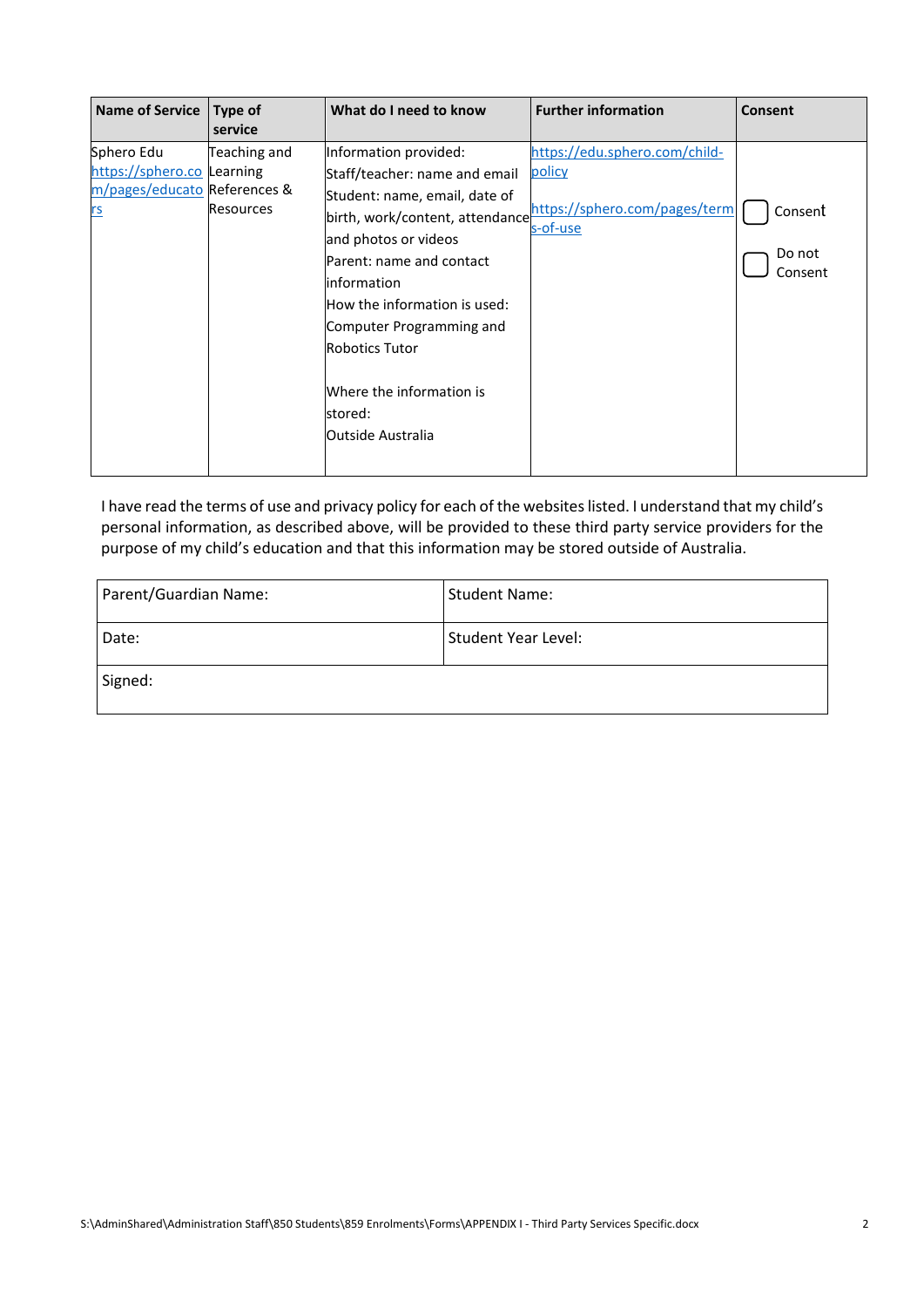| Name of Service | Type of service | What do I need to know | Further information | Consent |
|---|---|---|---|---|
| Sphero Edu https://sphero.com/pages/educators | Teaching and Learning References & Resources | Information provided:<br>Staff/teacher: name and email<br>Student: name, email, date of birth, work/content, attendance and photos or videos<br>Parent: name and contact information<br>How the information is used:<br>Computer Programming and Robotics Tutor<br><br>Where the information is stored:<br>Outside Australia | https://edu.sphero.com/child-policy<br><br>https://sphero.com/pages/terms-of-use | ☐ Consent<br>☐ Do not Consent |

I have read the terms of use and privacy policy for each of the websites listed. I understand that my child's personal information, as described above, will be provided to these third party service providers for the purpose of my child's education and that this information may be stored outside of Australia.

| | |
|---|---|
| Parent/Guardian Name: | Student Name: |
| Date: | Student Year Level: |
| Signed: | |

S:\AdminShared\Administration Staff\850 Students\859 Enrolments\Forms\APPENDIX I - Third Party Services Specific.docx